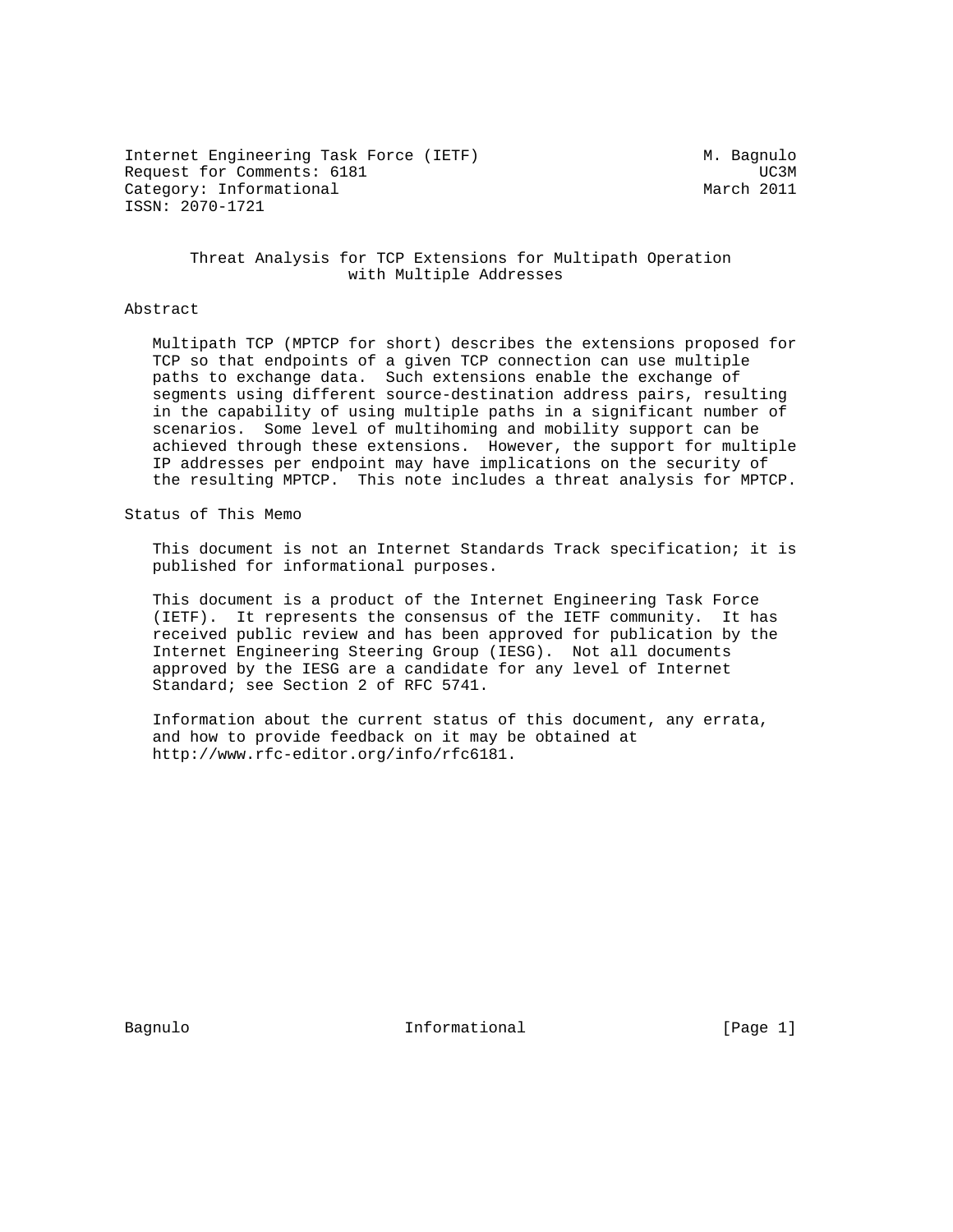Internet Engineering Task Force (IETF) M. Bagnulo
Request for Comments: 6181 UC3M
Category: Informational March 2011
ISSN: 2070-1721

# Threat Analysis for TCP Extensions for Multipath Operation with Multiple Addresses

## Abstract

Multipath TCP (MPTCP for short) describes the extensions proposed for TCP so that endpoints of a given TCP connection can use multiple paths to exchange data. Such extensions enable the exchange of segments using different source-destination address pairs, resulting in the capability of using multiple paths in a significant number of scenarios. Some level of multihoming and mobility support can be achieved through these extensions. However, the support for multiple IP addresses per endpoint may have implications on the security of the resulting MPTCP. This note includes a threat analysis for MPTCP.

## Status of This Memo

This document is not an Internet Standards Track specification; it is published for informational purposes.

This document is a product of the Internet Engineering Task Force (IETF). It represents the consensus of the IETF community. It has received public review and has been approved for publication by the Internet Engineering Steering Group (IESG). Not all documents approved by the IESG are a candidate for any level of Internet Standard; see Section 2 of RFC 5741.

Information about the current status of this document, any errata, and how to provide feedback on it may be obtained at http://www.rfc-editor.org/info/rfc6181.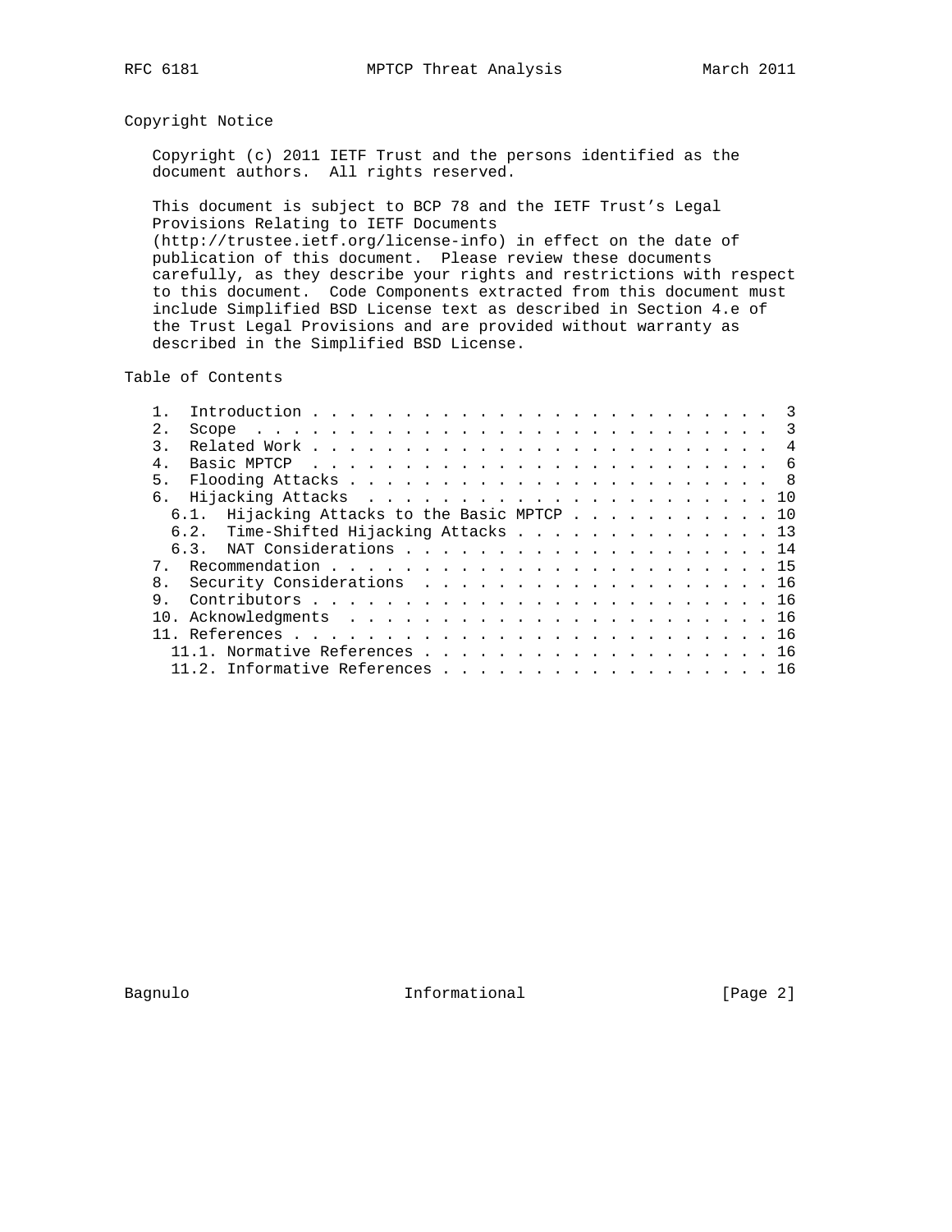## Copyright Notice

Copyright (c) 2011 IETF Trust and the persons identified as the document authors. All rights reserved.

This document is subject to BCP 78 and the IETF Trust's Legal Provisions Relating to IETF Documents (http://trustee.ietf.org/license-info) in effect on the date of publication of this document. Please review these documents carefully, as they describe your rights and restrictions with respect to this document. Code Components extracted from this document must include Simplified BSD License text as described in Section 4.e of the Trust Legal Provisions and are provided without warranty as described in the Simplified BSD License.

## Table of Contents

```
   1.  Introduction . . . . . . . . . . . . . . . . . . . . . . . . .  3
   2.  Scope  . . . . . . . . . . . . . . . . . . . . . . . . . . . .  3
   3.  Related Work . . . . . . . . . . . . . . . . . . . . . . . . .  4
   4.  Basic MPTCP  . . . . . . . . . . . . . . . . . . . . . . . . .  6
   5.  Flooding Attacks . . . . . . . . . . . . . . . . . . . . . . .  8
   6.  Hijacking Attacks  . . . . . . . . . . . . . . . . . . . . . . 10
     6.1.  Hijacking Attacks to the Basic MPTCP . . . . . . . . . . . 10
     6.2.  Time-Shifted Hijacking Attacks . . . . . . . . . . . . . . 13
     6.3.  NAT Considerations . . . . . . . . . . . . . . . . . . . . 14
   7.  Recommendation . . . . . . . . . . . . . . . . . . . . . . . . 15
   8.  Security Considerations  . . . . . . . . . . . . . . . . . . . 16
   9.  Contributors . . . . . . . . . . . . . . . . . . . . . . . . . 16
   10. Acknowledgments  . . . . . . . . . . . . . . . . . . . . . . . 16
   11. References . . . . . . . . . . . . . . . . . . . . . . . . . . 16
     11.1. Normative References . . . . . . . . . . . . . . . . . . . 16
     11.2. Informative References . . . . . . . . . . . . . . . . . . 16
```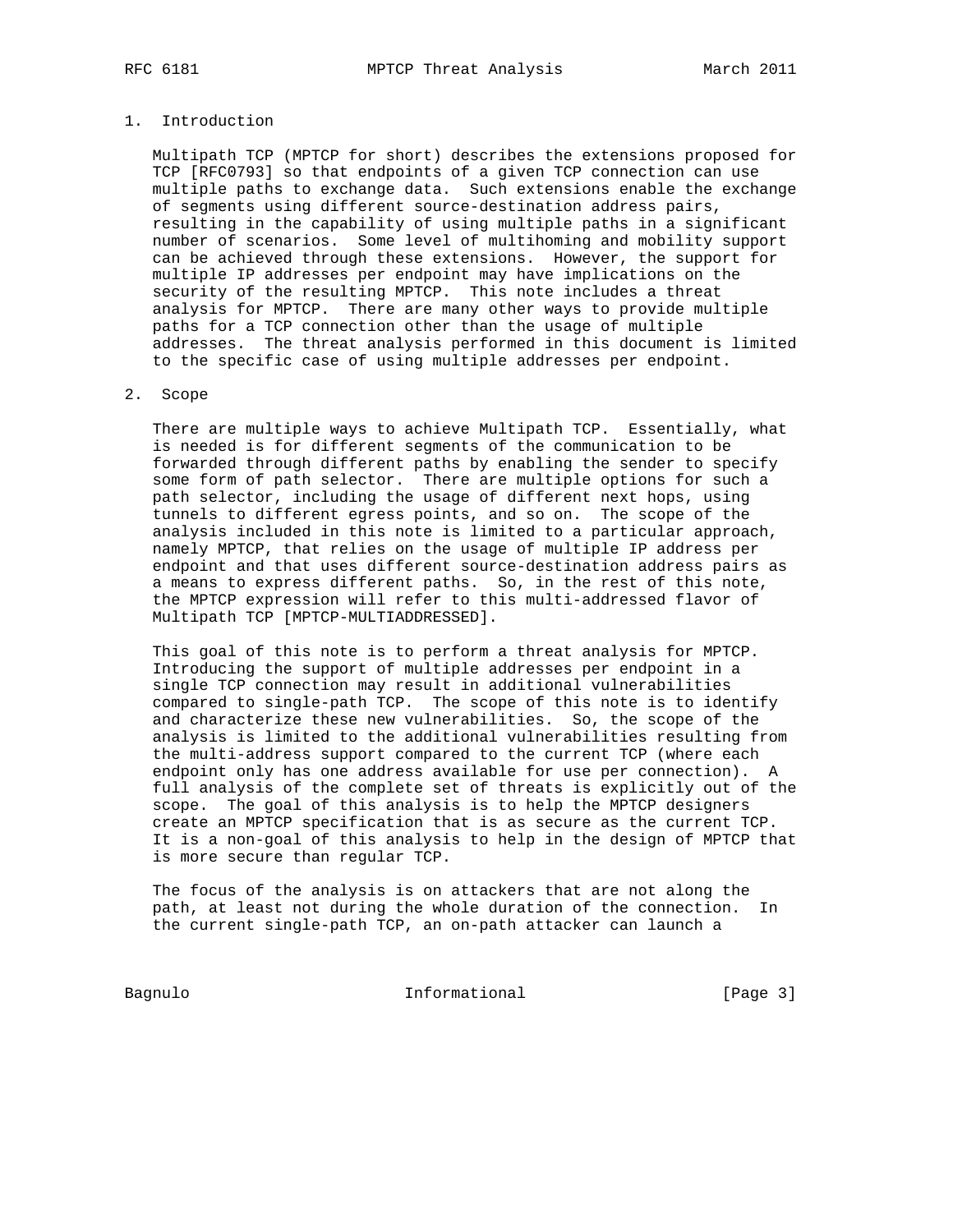## 1. Introduction

Multipath TCP (MPTCP for short) describes the extensions proposed for TCP [RFC0793] so that endpoints of a given TCP connection can use multiple paths to exchange data. Such extensions enable the exchange of segments using different source-destination address pairs, resulting in the capability of using multiple paths in a significant number of scenarios. Some level of multihoming and mobility support can be achieved through these extensions. However, the support for multiple IP addresses per endpoint may have implications on the security of the resulting MPTCP. This note includes a threat analysis for MPTCP. There are many other ways to provide multiple paths for a TCP connection other than the usage of multiple addresses. The threat analysis performed in this document is limited to the specific case of using multiple addresses per endpoint.

## 2. Scope

There are multiple ways to achieve Multipath TCP. Essentially, what is needed is for different segments of the communication to be forwarded through different paths by enabling the sender to specify some form of path selector. There are multiple options for such a path selector, including the usage of different next hops, using tunnels to different egress points, and so on. The scope of the analysis included in this note is limited to a particular approach, namely MPTCP, that relies on the usage of multiple IP address per endpoint and that uses different source-destination address pairs as a means to express different paths. So, in the rest of this note, the MPTCP expression will refer to this multi-addressed flavor of Multipath TCP [MPTCP-MULTIADDRESSED].

This goal of this note is to perform a threat analysis for MPTCP. Introducing the support of multiple addresses per endpoint in a single TCP connection may result in additional vulnerabilities compared to single-path TCP. The scope of this note is to identify and characterize these new vulnerabilities. So, the scope of the analysis is limited to the additional vulnerabilities resulting from the multi-address support compared to the current TCP (where each endpoint only has one address available for use per connection). A full analysis of the complete set of threats is explicitly out of the scope. The goal of this analysis is to help the MPTCP designers create an MPTCP specification that is as secure as the current TCP. It is a non-goal of this analysis to help in the design of MPTCP that is more secure than regular TCP.

The focus of the analysis is on attackers that are not along the path, at least not during the whole duration of the connection. In the current single-path TCP, an on-path attacker can launch a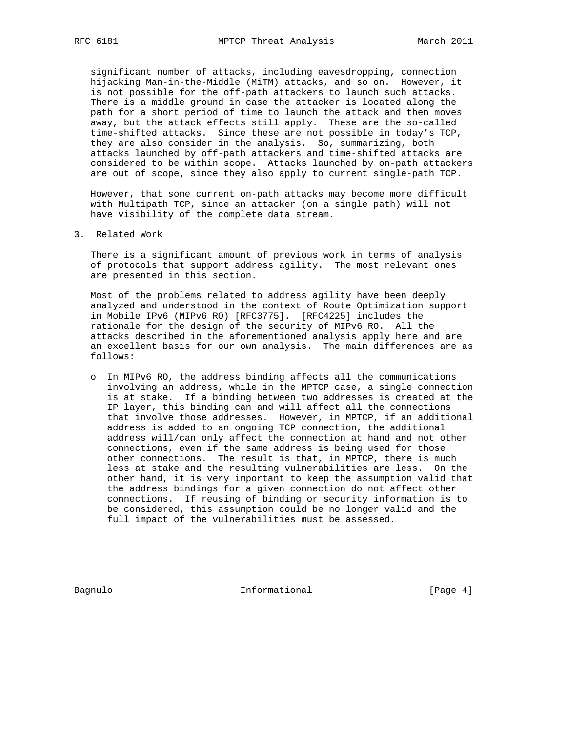significant number of attacks, including eavesdropping, connection hijacking Man-in-the-Middle (MiTM) attacks, and so on. However, it is not possible for the off-path attackers to launch such attacks. There is a middle ground in case the attacker is located along the path for a short period of time to launch the attack and then moves away, but the attack effects still apply. These are the so-called time-shifted attacks. Since these are not possible in today's TCP, they are also consider in the analysis. So, summarizing, both attacks launched by off-path attackers and time-shifted attacks are considered to be within scope. Attacks launched by on-path attackers are out of scope, since they also apply to current single-path TCP.

However, that some current on-path attacks may become more difficult with Multipath TCP, since an attacker (on a single path) will not have visibility of the complete data stream.

## 3. Related Work

There is a significant amount of previous work in terms of analysis of protocols that support address agility. The most relevant ones are presented in this section.

Most of the problems related to address agility have been deeply analyzed and understood in the context of Route Optimization support in Mobile IPv6 (MIPv6 RO) [RFC3775]. [RFC4225] includes the rationale for the design of the security of MIPv6 RO. All the attacks described in the aforementioned analysis apply here and are an excellent basis for our own analysis. The main differences are as follows:

- In MIPv6 RO, the address binding affects all the communications involving an address, while in the MPTCP case, a single connection is at stake. If a binding between two addresses is created at the IP layer, this binding can and will affect all the connections that involve those addresses. However, in MPTCP, if an additional address is added to an ongoing TCP connection, the additional address will/can only affect the connection at hand and not other connections, even if the same address is being used for those other connections. The result is that, in MPTCP, there is much less at stake and the resulting vulnerabilities are less. On the other hand, it is very important to keep the assumption valid that the address bindings for a given connection do not affect other connections. If reusing of binding or security information is to be considered, this assumption could be no longer valid and the full impact of the vulnerabilities must be assessed.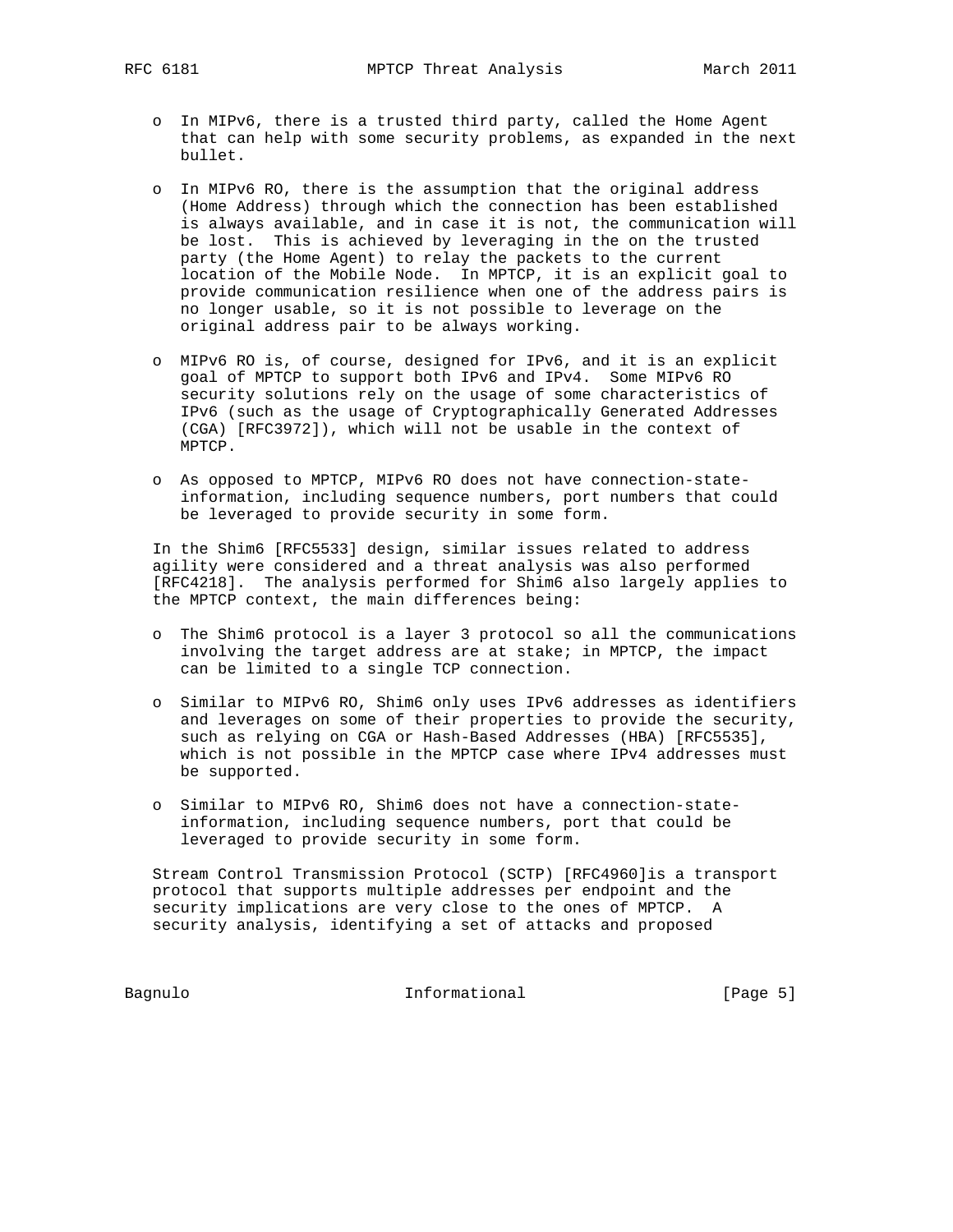- In MIPv6, there is a trusted third party, called the Home Agent that can help with some security problems, as expanded in the next bullet.

- In MIPv6 RO, there is the assumption that the original address (Home Address) through which the connection has been established is always available, and in case it is not, the communication will be lost. This is achieved by leveraging in the on the trusted party (the Home Agent) to relay the packets to the current location of the Mobile Node. In MPTCP, it is an explicit goal to provide communication resilience when one of the address pairs is no longer usable, so it is not possible to leverage on the original address pair to be always working.

- MIPv6 RO is, of course, designed for IPv6, and it is an explicit goal of MPTCP to support both IPv6 and IPv4. Some MIPv6 RO security solutions rely on the usage of some characteristics of IPv6 (such as the usage of Cryptographically Generated Addresses (CGA) [RFC3972]), which will not be usable in the context of MPTCP.

- As opposed to MPTCP, MIPv6 RO does not have connection-state-information, including sequence numbers, port numbers that could be leveraged to provide security in some form.

In the Shim6 [RFC5533] design, similar issues related to address agility were considered and a threat analysis was also performed [RFC4218]. The analysis performed for Shim6 also largely applies to the MPTCP context, the main differences being:

- The Shim6 protocol is a layer 3 protocol so all the communications involving the target address are at stake; in MPTCP, the impact can be limited to a single TCP connection.

- Similar to MIPv6 RO, Shim6 only uses IPv6 addresses as identifiers and leverages on some of their properties to provide the security, such as relying on CGA or Hash-Based Addresses (HBA) [RFC5535], which is not possible in the MPTCP case where IPv4 addresses must be supported.

- Similar to MIPv6 RO, Shim6 does not have a connection-state-information, including sequence numbers, port that could be leveraged to provide security in some form.

Stream Control Transmission Protocol (SCTP) [RFC4960]is a transport protocol that supports multiple addresses per endpoint and the security implications are very close to the ones of MPTCP. A security analysis, identifying a set of attacks and proposed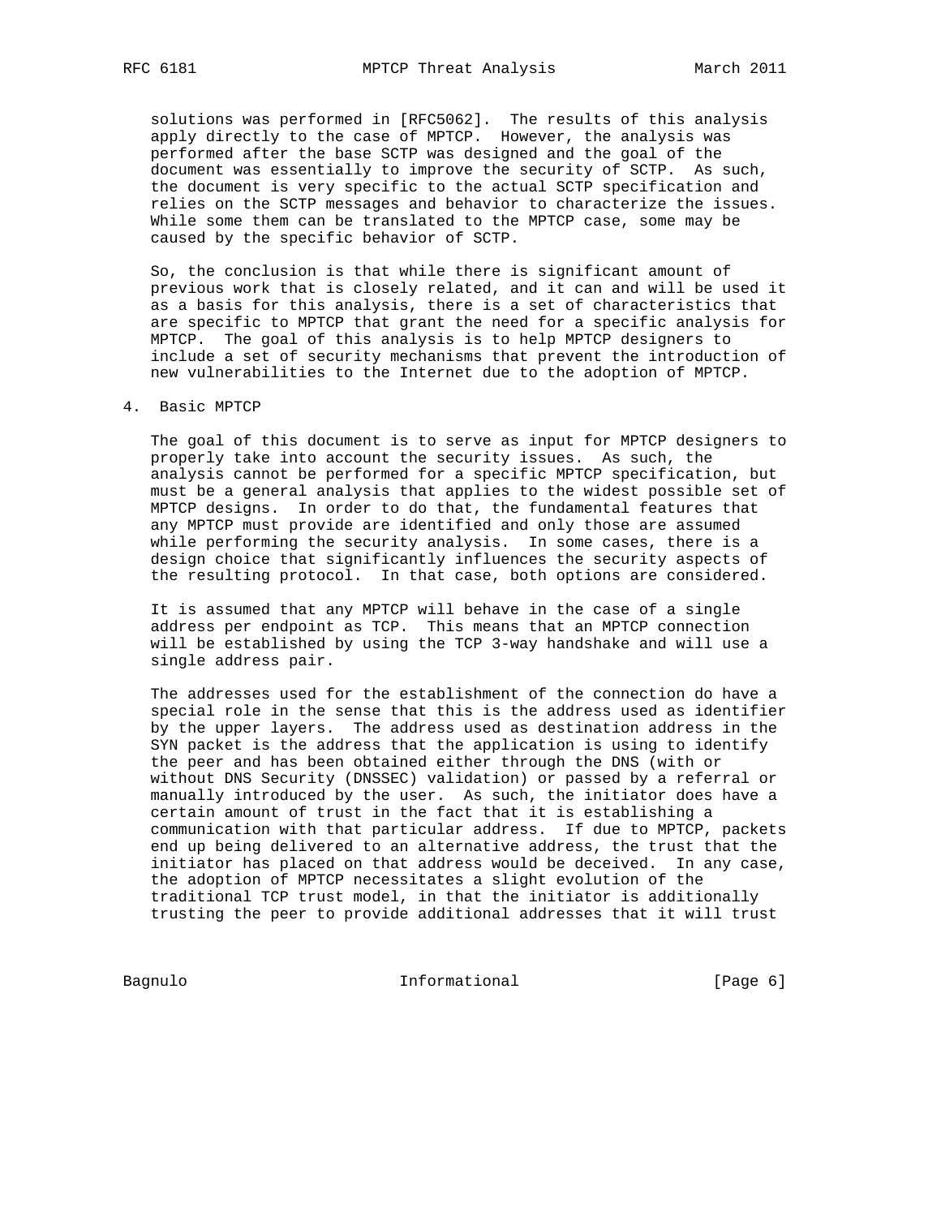solutions was performed in [RFC5062]. The results of this analysis apply directly to the case of MPTCP. However, the analysis was performed after the base SCTP was designed and the goal of the document was essentially to improve the security of SCTP. As such, the document is very specific to the actual SCTP specification and relies on the SCTP messages and behavior to characterize the issues. While some them can be translated to the MPTCP case, some may be caused by the specific behavior of SCTP.

So, the conclusion is that while there is significant amount of previous work that is closely related, and it can and will be used it as a basis for this analysis, there is a set of characteristics that are specific to MPTCP that grant the need for a specific analysis for MPTCP. The goal of this analysis is to help MPTCP designers to include a set of security mechanisms that prevent the introduction of new vulnerabilities to the Internet due to the adoption of MPTCP.

## 4. Basic MPTCP

The goal of this document is to serve as input for MPTCP designers to properly take into account the security issues. As such, the analysis cannot be performed for a specific MPTCP specification, but must be a general analysis that applies to the widest possible set of MPTCP designs. In order to do that, the fundamental features that any MPTCP must provide are identified and only those are assumed while performing the security analysis. In some cases, there is a design choice that significantly influences the security aspects of the resulting protocol. In that case, both options are considered.

It is assumed that any MPTCP will behave in the case of a single address per endpoint as TCP. This means that an MPTCP connection will be established by using the TCP 3-way handshake and will use a single address pair.

The addresses used for the establishment of the connection do have a special role in the sense that this is the address used as identifier by the upper layers. The address used as destination address in the SYN packet is the address that the application is using to identify the peer and has been obtained either through the DNS (with or without DNS Security (DNSSEC) validation) or passed by a referral or manually introduced by the user. As such, the initiator does have a certain amount of trust in the fact that it is establishing a communication with that particular address. If due to MPTCP, packets end up being delivered to an alternative address, the trust that the initiator has placed on that address would be deceived. In any case, the adoption of MPTCP necessitates a slight evolution of the traditional TCP trust model, in that the initiator is additionally trusting the peer to provide additional addresses that it will trust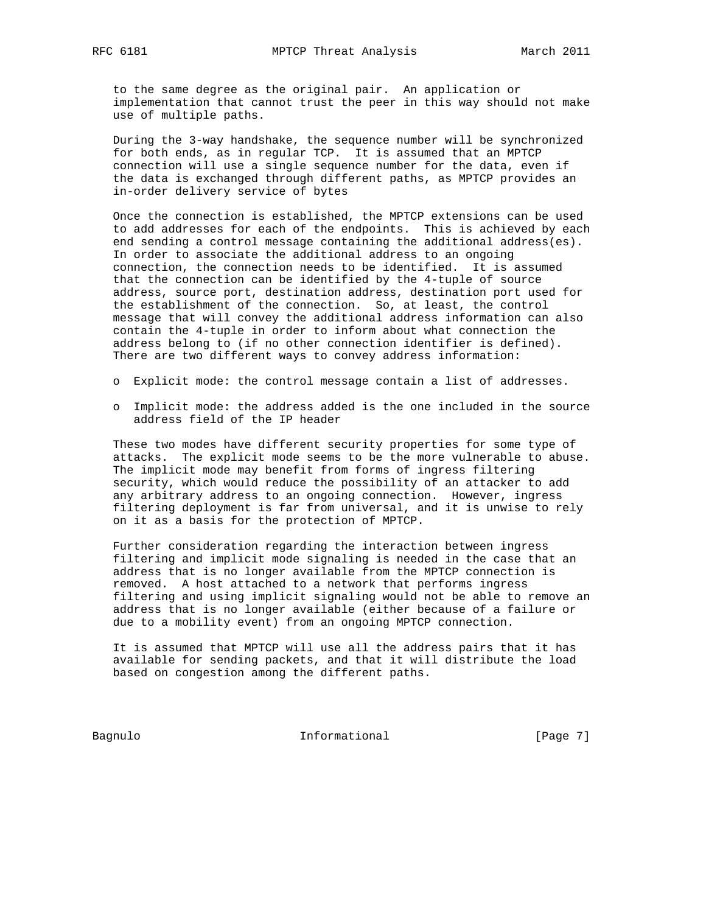to the same degree as the original pair. An application or implementation that cannot trust the peer in this way should not make use of multiple paths.

During the 3-way handshake, the sequence number will be synchronized for both ends, as in regular TCP. It is assumed that an MPTCP connection will use a single sequence number for the data, even if the data is exchanged through different paths, as MPTCP provides an in-order delivery service of bytes

Once the connection is established, the MPTCP extensions can be used to add addresses for each of the endpoints. This is achieved by each end sending a control message containing the additional address(es). In order to associate the additional address to an ongoing connection, the connection needs to be identified. It is assumed that the connection can be identified by the 4-tuple of source address, source port, destination address, destination port used for the establishment of the connection. So, at least, the control message that will convey the additional address information can also contain the 4-tuple in order to inform about what connection the address belong to (if no other connection identifier is defined). There are two different ways to convey address information:

- Explicit mode: the control message contain a list of addresses.
- Implicit mode: the address added is the one included in the source address field of the IP header

These two modes have different security properties for some type of attacks. The explicit mode seems to be the more vulnerable to abuse. The implicit mode may benefit from forms of ingress filtering security, which would reduce the possibility of an attacker to add any arbitrary address to an ongoing connection. However, ingress filtering deployment is far from universal, and it is unwise to rely on it as a basis for the protection of MPTCP.

Further consideration regarding the interaction between ingress filtering and implicit mode signaling is needed in the case that an address that is no longer available from the MPTCP connection is removed. A host attached to a network that performs ingress filtering and using implicit signaling would not be able to remove an address that is no longer available (either because of a failure or due to a mobility event) from an ongoing MPTCP connection.

It is assumed that MPTCP will use all the address pairs that it has available for sending packets, and that it will distribute the load based on congestion among the different paths.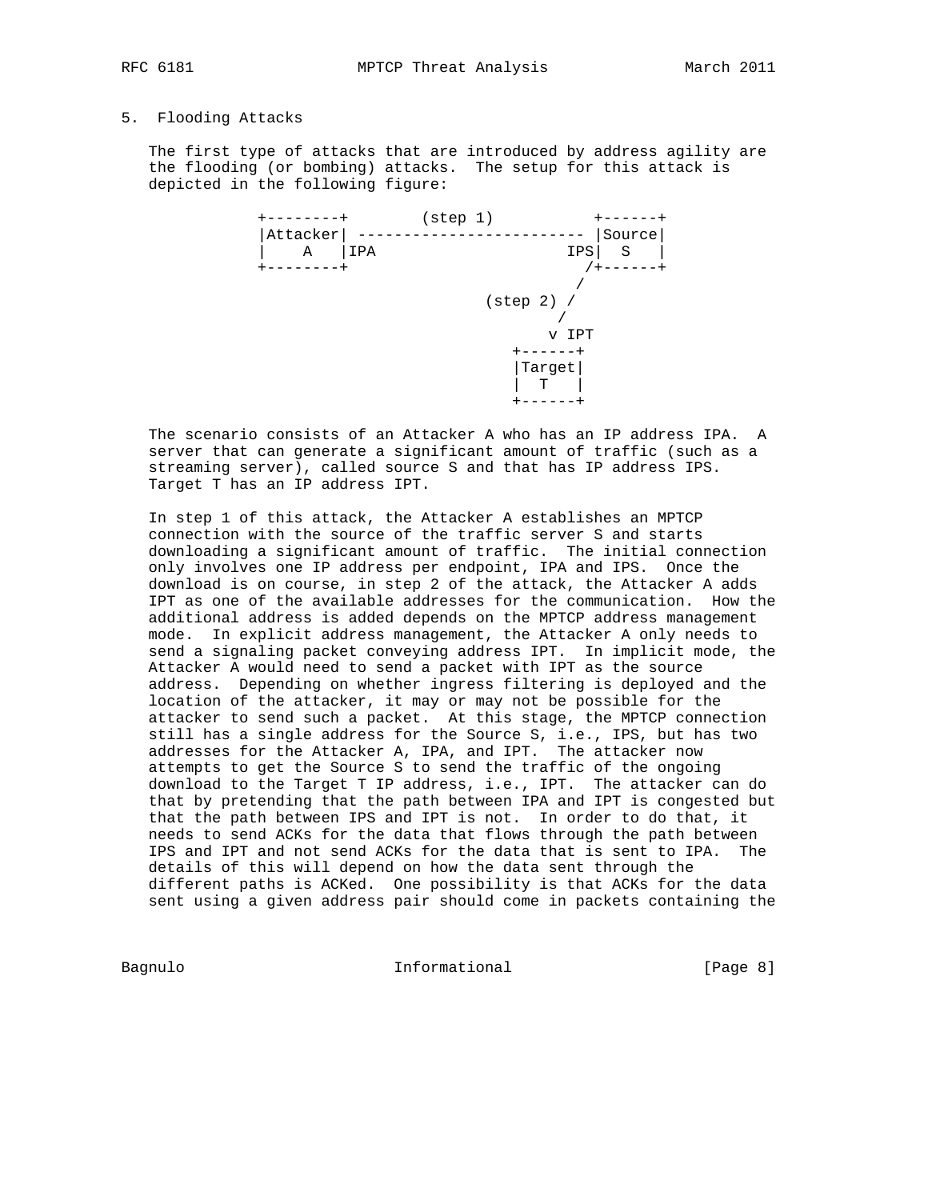## 5. Flooding Attacks

The first type of attacks that are introduced by address agility are the flooding (or bombing) attacks. The setup for this attack is depicted in the following figure:

```
+--------+        (step 1)           +------+
|Attacker| ------------------------- |Source|
|    A   |IPA                     IPS|  S   |
+--------+                           /+------+
                                    /
                         (step 2) /
                                  /
                               v IPT
                             +------+
                             |Target|
                             |  T   |
                             +------+
```

The scenario consists of an Attacker A who has an IP address IPA. A server that can generate a significant amount of traffic (such as a streaming server), called source S and that has IP address IPS. Target T has an IP address IPT.

In step 1 of this attack, the Attacker A establishes an MPTCP connection with the source of the traffic server S and starts downloading a significant amount of traffic. The initial connection only involves one IP address per endpoint, IPA and IPS. Once the download is on course, in step 2 of the attack, the Attacker A adds IPT as one of the available addresses for the communication. How the additional address is added depends on the MPTCP address management mode. In explicit address management, the Attacker A only needs to send a signaling packet conveying address IPT. In implicit mode, the Attacker A would need to send a packet with IPT as the source address. Depending on whether ingress filtering is deployed and the location of the attacker, it may or may not be possible for the attacker to send such a packet. At this stage, the MPTCP connection still has a single address for the Source S, i.e., IPS, but has two addresses for the Attacker A, IPA, and IPT. The attacker now attempts to get the Source S to send the traffic of the ongoing download to the Target T IP address, i.e., IPT. The attacker can do that by pretending that the path between IPA and IPT is congested but that the path between IPS and IPT is not. In order to do that, it needs to send ACKs for the data that flows through the path between IPS and IPT and not send ACKs for the data that is sent to IPA. The details of this will depend on how the data sent through the different paths is ACKed. One possibility is that ACKs for the data sent using a given address pair should come in packets containing the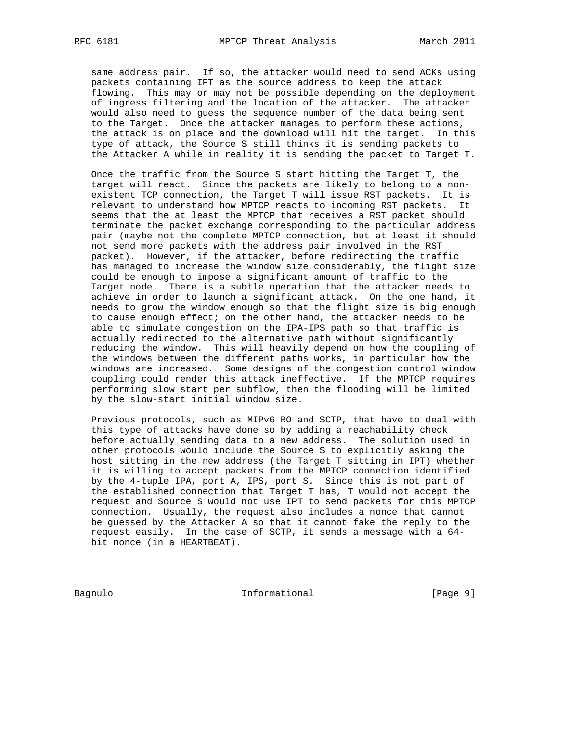same address pair. If so, the attacker would need to send ACKs using packets containing IPT as the source address to keep the attack flowing. This may or may not be possible depending on the deployment of ingress filtering and the location of the attacker. The attacker would also need to guess the sequence number of the data being sent to the Target. Once the attacker manages to perform these actions, the attack is on place and the download will hit the target. In this type of attack, the Source S still thinks it is sending packets to the Attacker A while in reality it is sending the packet to Target T.

Once the traffic from the Source S start hitting the Target T, the target will react. Since the packets are likely to belong to a non-existent TCP connection, the Target T will issue RST packets. It is relevant to understand how MPTCP reacts to incoming RST packets. It seems that the at least the MPTCP that receives a RST packet should terminate the packet exchange corresponding to the particular address pair (maybe not the complete MPTCP connection, but at least it should not send more packets with the address pair involved in the RST packet). However, if the attacker, before redirecting the traffic has managed to increase the window size considerably, the flight size could be enough to impose a significant amount of traffic to the Target node. There is a subtle operation that the attacker needs to achieve in order to launch a significant attack. On the one hand, it needs to grow the window enough so that the flight size is big enough to cause enough effect; on the other hand, the attacker needs to be able to simulate congestion on the IPA-IPS path so that traffic is actually redirected to the alternative path without significantly reducing the window. This will heavily depend on how the coupling of the windows between the different paths works, in particular how the windows are increased. Some designs of the congestion control window coupling could render this attack ineffective. If the MPTCP requires performing slow start per subflow, then the flooding will be limited by the slow-start initial window size.

Previous protocols, such as MIPv6 RO and SCTP, that have to deal with this type of attacks have done so by adding a reachability check before actually sending data to a new address. The solution used in other protocols would include the Source S to explicitly asking the host sitting in the new address (the Target T sitting in IPT) whether it is willing to accept packets from the MPTCP connection identified by the 4-tuple IPA, port A, IPS, port S. Since this is not part of the established connection that Target T has, T would not accept the request and Source S would not use IPT to send packets for this MPTCP connection. Usually, the request also includes a nonce that cannot be guessed by the Attacker A so that it cannot fake the reply to the request easily. In the case of SCTP, it sends a message with a 64-bit nonce (in a HEARTBEAT).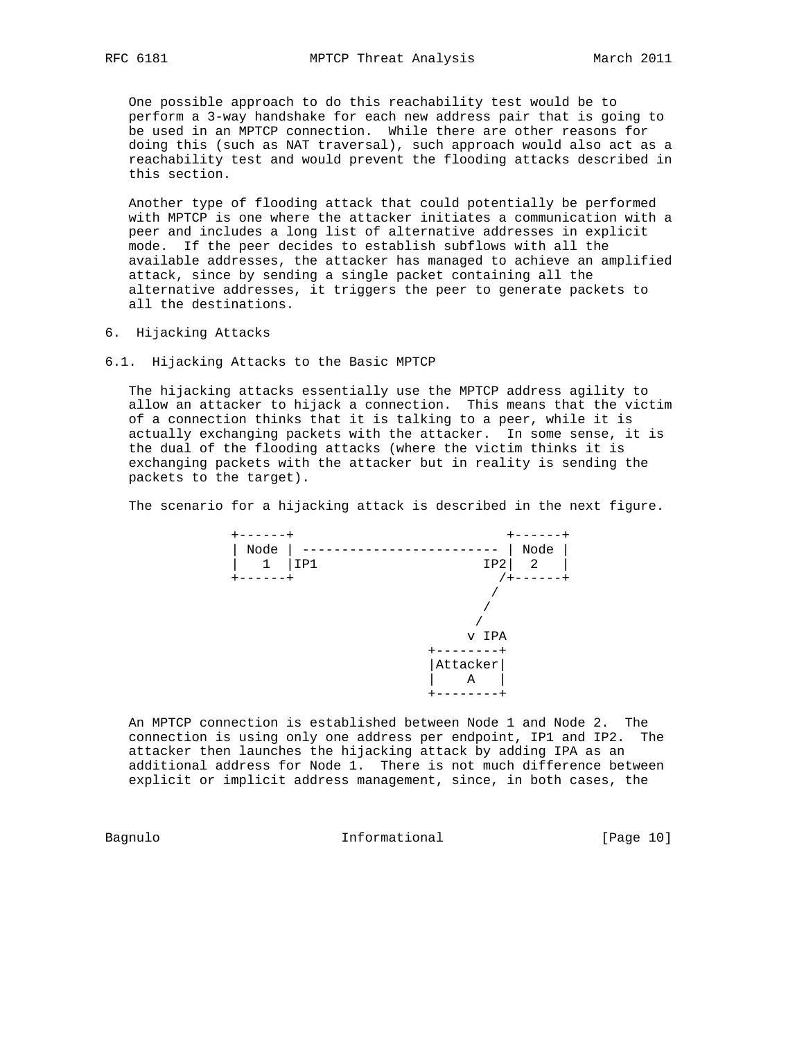One possible approach to do this reachability test would be to perform a 3-way handshake for each new address pair that is going to be used in an MPTCP connection. While there are other reasons for doing this (such as NAT traversal), such approach would also act as a reachability test and would prevent the flooding attacks described in this section.

Another type of flooding attack that could potentially be performed with MPTCP is one where the attacker initiates a communication with a peer and includes a long list of alternative addresses in explicit mode. If the peer decides to establish subflows with all the available addresses, the attacker has managed to achieve an amplified attack, since by sending a single packet containing all the alternative addresses, it triggers the peer to generate packets to all the destinations.

## 6. Hijacking Attacks

### 6.1. Hijacking Attacks to the Basic MPTCP

The hijacking attacks essentially use the MPTCP address agility to allow an attacker to hijack a connection. This means that the victim of a connection thinks that it is talking to a peer, while it is actually exchanging packets with the attacker. In some sense, it is the dual of the flooding attacks (where the victim thinks it is exchanging packets with the attacker but in reality is sending the packets to the target).

The scenario for a hijacking attack is described in the next figure.

```
+------+                            +------+
| Node | -------------------------- | Node |
|   1  |IP1                      IP2|  2   |
+------+                           /+------+
                                  /
                                 /
                                /
                               v IPA
                           +--------+
                           |Attacker|
                           |    A   |
                           +--------+
```

An MPTCP connection is established between Node 1 and Node 2. The connection is using only one address per endpoint, IP1 and IP2. The attacker then launches the hijacking attack by adding IPA as an additional address for Node 1. There is not much difference between explicit or implicit address management, since, in both cases, the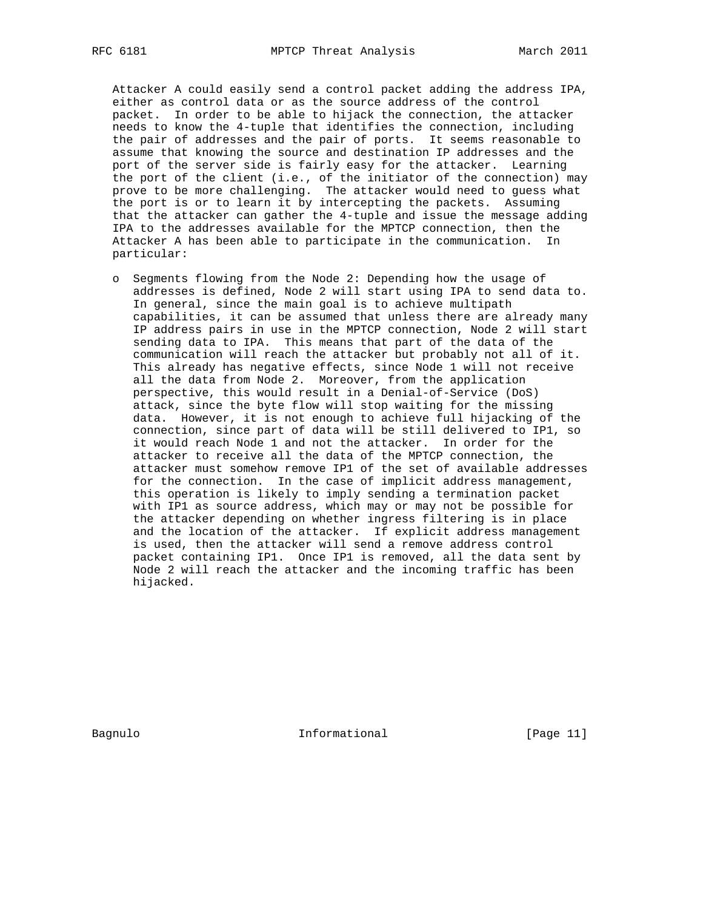Attacker A could easily send a control packet adding the address IPA, either as control data or as the source address of the control packet. In order to be able to hijack the connection, the attacker needs to know the 4-tuple that identifies the connection, including the pair of addresses and the pair of ports. It seems reasonable to assume that knowing the source and destination IP addresses and the port of the server side is fairly easy for the attacker. Learning the port of the client (i.e., of the initiator of the connection) may prove to be more challenging. The attacker would need to guess what the port is or to learn it by intercepting the packets. Assuming that the attacker can gather the 4-tuple and issue the message adding IPA to the addresses available for the MPTCP connection, then the Attacker A has been able to participate in the communication. In particular:

- Segments flowing from the Node 2: Depending how the usage of addresses is defined, Node 2 will start using IPA to send data to. In general, since the main goal is to achieve multipath capabilities, it can be assumed that unless there are already many IP address pairs in use in the MPTCP connection, Node 2 will start sending data to IPA. This means that part of the data of the communication will reach the attacker but probably not all of it. This already has negative effects, since Node 1 will not receive all the data from Node 2. Moreover, from the application perspective, this would result in a Denial-of-Service (DoS) attack, since the byte flow will stop waiting for the missing data. However, it is not enough to achieve full hijacking of the connection, since part of data will be still delivered to IP1, so it would reach Node 1 and not the attacker. In order for the attacker to receive all the data of the MPTCP connection, the attacker must somehow remove IP1 of the set of available addresses for the connection. In the case of implicit address management, this operation is likely to imply sending a termination packet with IP1 as source address, which may or may not be possible for the attacker depending on whether ingress filtering is in place and the location of the attacker. If explicit address management is used, then the attacker will send a remove address control packet containing IP1. Once IP1 is removed, all the data sent by Node 2 will reach the attacker and the incoming traffic has been hijacked.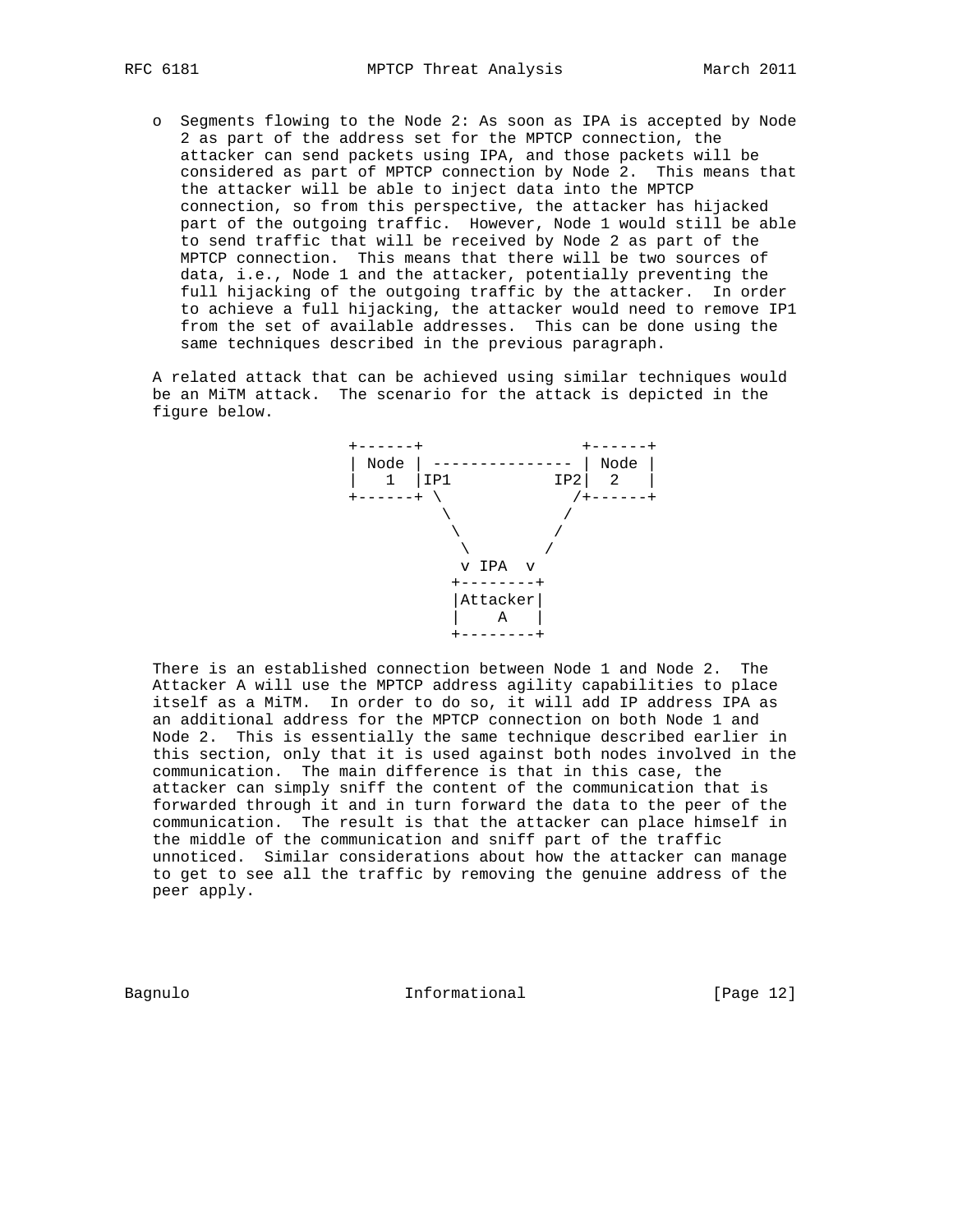- Segments flowing to the Node 2: As soon as IPA is accepted by Node 2 as part of the address set for the MPTCP connection, the attacker can send packets using IPA, and those packets will be considered as part of MPTCP connection by Node 2. This means that the attacker will be able to inject data into the MPTCP connection, so from this perspective, the attacker has hijacked part of the outgoing traffic. However, Node 1 would still be able to send traffic that will be received by Node 2 as part of the MPTCP connection. This means that there will be two sources of data, i.e., Node 1 and the attacker, potentially preventing the full hijacking of the outgoing traffic by the attacker. In order to achieve a full hijacking, the attacker would need to remove IP1 from the set of available addresses. This can be done using the same techniques described in the previous paragraph.

A related attack that can be achieved using similar techniques would be an MiTM attack. The scenario for the attack is depicted in the figure below.

```
+------+                 +------+
| Node | --------------- | Node |
|   1  |IP1           IP2|  2   |
+------+ \              /+------+
          \            /
           \          /
            \        /
             v IPA  v
            +--------+
            |Attacker|
            |    A   |
            +--------+
```

There is an established connection between Node 1 and Node 2. The Attacker A will use the MPTCP address agility capabilities to place itself as a MiTM. In order to do so, it will add IP address IPA as an additional address for the MPTCP connection on both Node 1 and Node 2. This is essentially the same technique described earlier in this section, only that it is used against both nodes involved in the communication. The main difference is that in this case, the attacker can simply sniff the content of the communication that is forwarded through it and in turn forward the data to the peer of the communication. The result is that the attacker can place himself in the middle of the communication and sniff part of the traffic unnoticed. Similar considerations about how the attacker can manage to get to see all the traffic by removing the genuine address of the peer apply.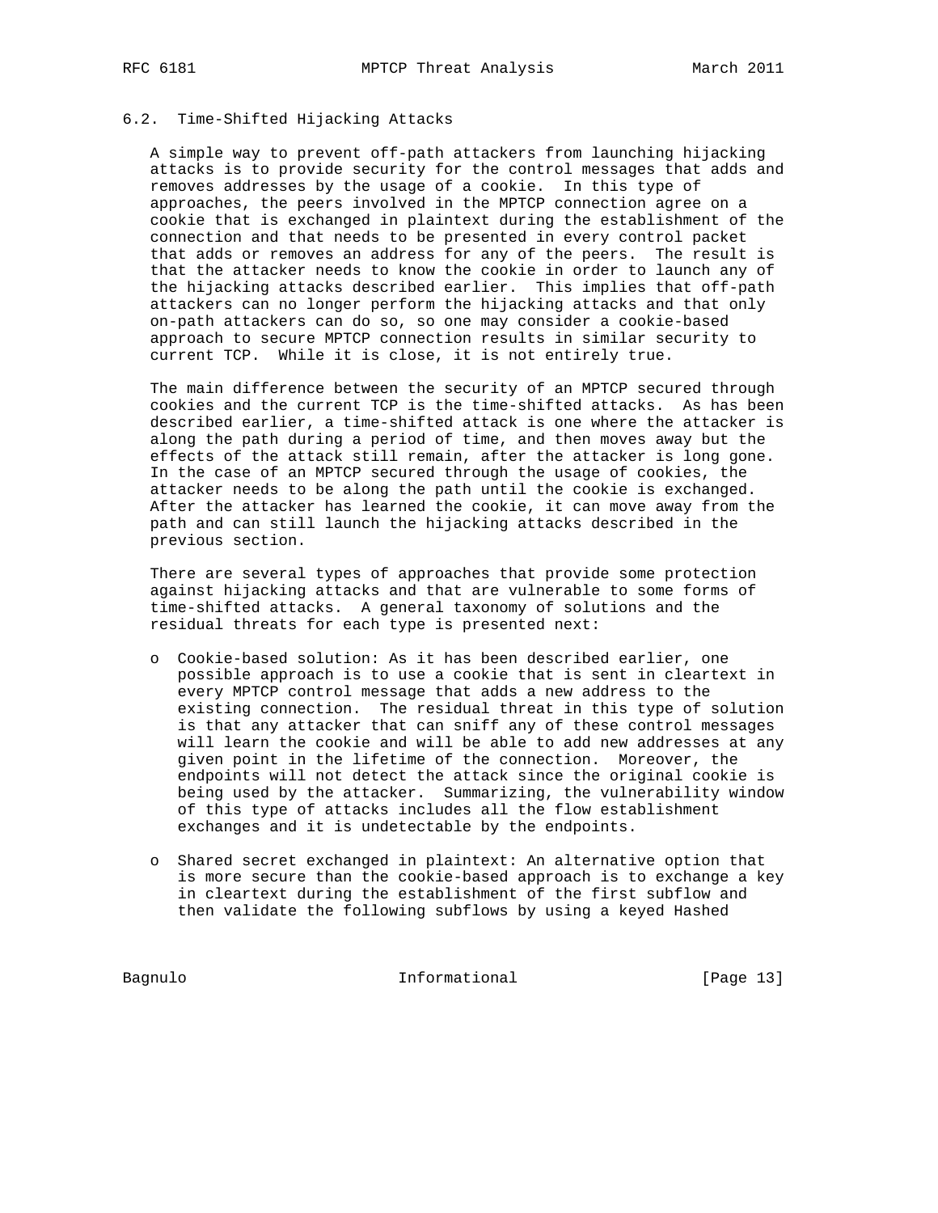### 6.2. Time-Shifted Hijacking Attacks

A simple way to prevent off-path attackers from launching hijacking attacks is to provide security for the control messages that adds and removes addresses by the usage of a cookie. In this type of approaches, the peers involved in the MPTCP connection agree on a cookie that is exchanged in plaintext during the establishment of the connection and that needs to be presented in every control packet that adds or removes an address for any of the peers. The result is that the attacker needs to know the cookie in order to launch any of the hijacking attacks described earlier. This implies that off-path attackers can no longer perform the hijacking attacks and that only on-path attackers can do so, so one may consider a cookie-based approach to secure MPTCP connection results in similar security to current TCP. While it is close, it is not entirely true.

The main difference between the security of an MPTCP secured through cookies and the current TCP is the time-shifted attacks. As has been described earlier, a time-shifted attack is one where the attacker is along the path during a period of time, and then moves away but the effects of the attack still remain, after the attacker is long gone. In the case of an MPTCP secured through the usage of cookies, the attacker needs to be along the path until the cookie is exchanged. After the attacker has learned the cookie, it can move away from the path and can still launch the hijacking attacks described in the previous section.

There are several types of approaches that provide some protection against hijacking attacks and that are vulnerable to some forms of time-shifted attacks. A general taxonomy of solutions and the residual threats for each type is presented next:

- Cookie-based solution: As it has been described earlier, one possible approach is to use a cookie that is sent in cleartext in every MPTCP control message that adds a new address to the existing connection. The residual threat in this type of solution is that any attacker that can sniff any of these control messages will learn the cookie and will be able to add new addresses at any given point in the lifetime of the connection. Moreover, the endpoints will not detect the attack since the original cookie is being used by the attacker. Summarizing, the vulnerability window of this type of attacks includes all the flow establishment exchanges and it is undetectable by the endpoints.

- Shared secret exchanged in plaintext: An alternative option that is more secure than the cookie-based approach is to exchange a key in cleartext during the establishment of the first subflow and then validate the following subflows by using a keyed Hashed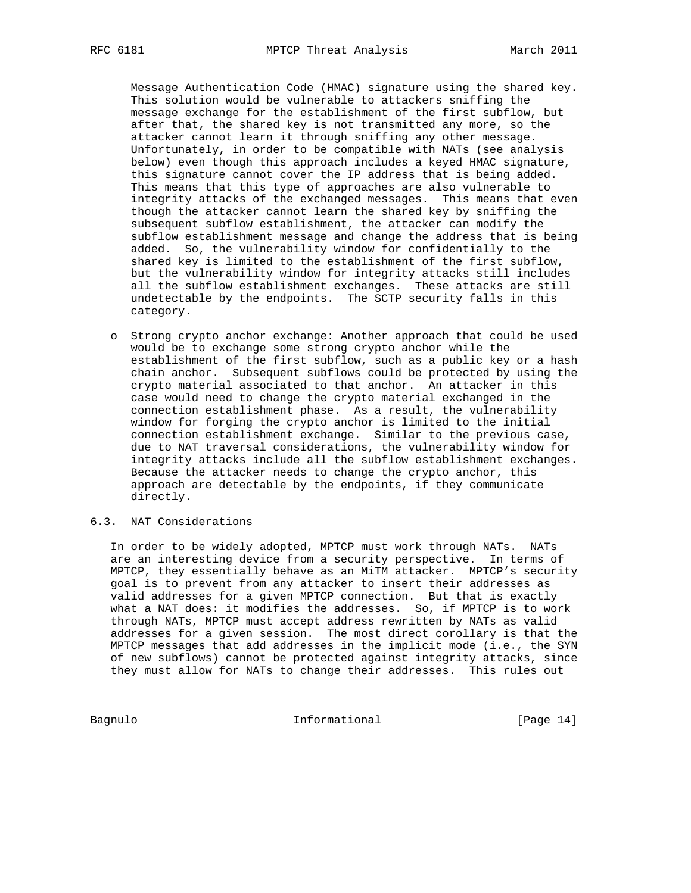Message Authentication Code (HMAC) signature using the shared key. This solution would be vulnerable to attackers sniffing the message exchange for the establishment of the first subflow, but after that, the shared key is not transmitted any more, so the attacker cannot learn it through sniffing any other message. Unfortunately, in order to be compatible with NATs (see analysis below) even though this approach includes a keyed HMAC signature, this signature cannot cover the IP address that is being added. This means that this type of approaches are also vulnerable to integrity attacks of the exchanged messages. This means that even though the attacker cannot learn the shared key by sniffing the subsequent subflow establishment, the attacker can modify the subflow establishment message and change the address that is being added. So, the vulnerability window for confidentially to the shared key is limited to the establishment of the first subflow, but the vulnerability window for integrity attacks still includes all the subflow establishment exchanges. These attacks are still undetectable by the endpoints. The SCTP security falls in this category.

- Strong crypto anchor exchange: Another approach that could be used would be to exchange some strong crypto anchor while the establishment of the first subflow, such as a public key or a hash chain anchor. Subsequent subflows could be protected by using the crypto material associated to that anchor. An attacker in this case would need to change the crypto material exchanged in the connection establishment phase. As a result, the vulnerability window for forging the crypto anchor is limited to the initial connection establishment exchange. Similar to the previous case, due to NAT traversal considerations, the vulnerability window for integrity attacks include all the subflow establishment exchanges. Because the attacker needs to change the crypto anchor, this approach are detectable by the endpoints, if they communicate directly.

## 6.3. NAT Considerations

In order to be widely adopted, MPTCP must work through NATs. NATs are an interesting device from a security perspective. In terms of MPTCP, they essentially behave as an MiTM attacker. MPTCP's security goal is to prevent from any attacker to insert their addresses as valid addresses for a given MPTCP connection. But that is exactly what a NAT does: it modifies the addresses. So, if MPTCP is to work through NATs, MPTCP must accept address rewritten by NATs as valid addresses for a given session. The most direct corollary is that the MPTCP messages that add addresses in the implicit mode (i.e., the SYN of new subflows) cannot be protected against integrity attacks, since they must allow for NATs to change their addresses. This rules out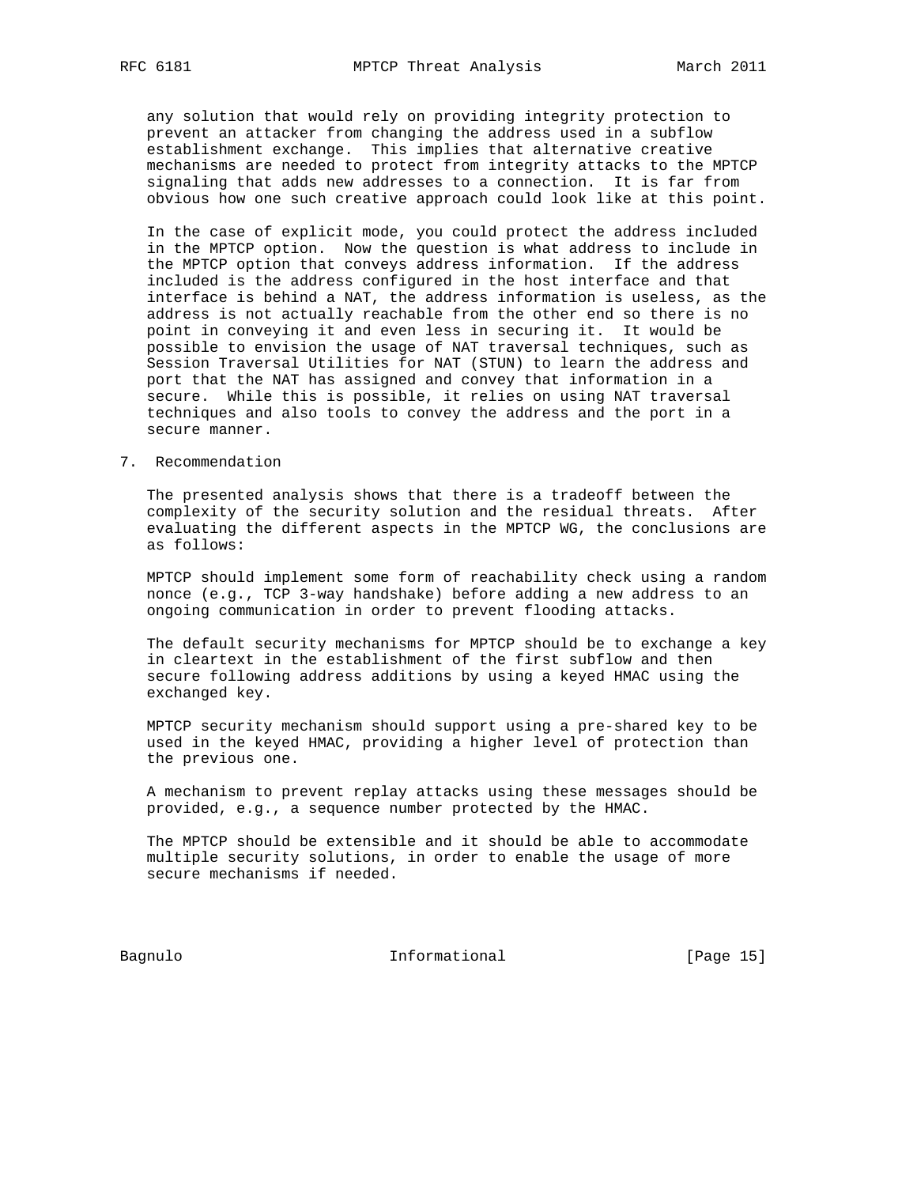any solution that would rely on providing integrity protection to prevent an attacker from changing the address used in a subflow establishment exchange. This implies that alternative creative mechanisms are needed to protect from integrity attacks to the MPTCP signaling that adds new addresses to a connection. It is far from obvious how one such creative approach could look like at this point.

In the case of explicit mode, you could protect the address included in the MPTCP option. Now the question is what address to include in the MPTCP option that conveys address information. If the address included is the address configured in the host interface and that interface is behind a NAT, the address information is useless, as the address is not actually reachable from the other end so there is no point in conveying it and even less in securing it. It would be possible to envision the usage of NAT traversal techniques, such as Session Traversal Utilities for NAT (STUN) to learn the address and port that the NAT has assigned and convey that information in a secure. While this is possible, it relies on using NAT traversal techniques and also tools to convey the address and the port in a secure manner.

## 7. Recommendation

The presented analysis shows that there is a tradeoff between the complexity of the security solution and the residual threats. After evaluating the different aspects in the MPTCP WG, the conclusions are as follows:

MPTCP should implement some form of reachability check using a random nonce (e.g., TCP 3-way handshake) before adding a new address to an ongoing communication in order to prevent flooding attacks.

The default security mechanisms for MPTCP should be to exchange a key in cleartext in the establishment of the first subflow and then secure following address additions by using a keyed HMAC using the exchanged key.

MPTCP security mechanism should support using a pre-shared key to be used in the keyed HMAC, providing a higher level of protection than the previous one.

A mechanism to prevent replay attacks using these messages should be provided, e.g., a sequence number protected by the HMAC.

The MPTCP should be extensible and it should be able to accommodate multiple security solutions, in order to enable the usage of more secure mechanisms if needed.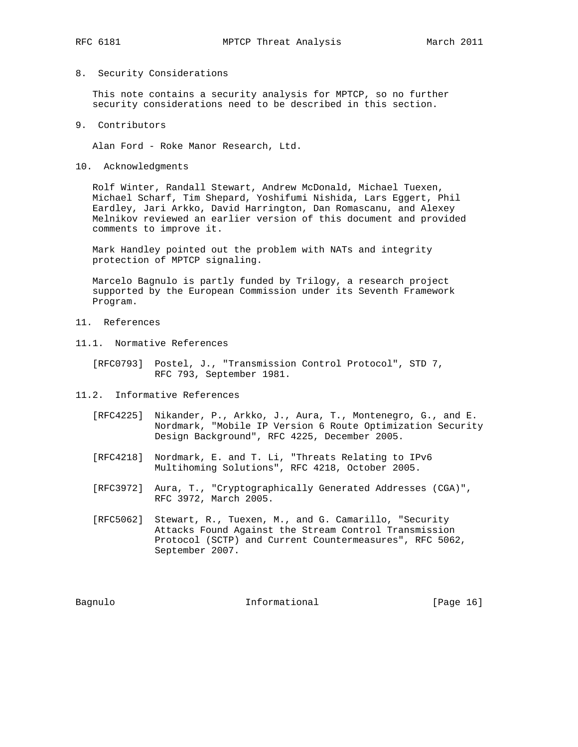## 8. Security Considerations

This note contains a security analysis for MPTCP, so no further security considerations need to be described in this section.

## 9. Contributors

Alan Ford - Roke Manor Research, Ltd.

## 10. Acknowledgments

Rolf Winter, Randall Stewart, Andrew McDonald, Michael Tuexen, Michael Scharf, Tim Shepard, Yoshifumi Nishida, Lars Eggert, Phil Eardley, Jari Arkko, David Harrington, Dan Romascanu, and Alexey Melnikov reviewed an earlier version of this document and provided comments to improve it.

Mark Handley pointed out the problem with NATs and integrity protection of MPTCP signaling.

Marcelo Bagnulo is partly funded by Trilogy, a research project supported by the European Commission under its Seventh Framework Program.

## 11. References

### 11.1. Normative References

[RFC0793] Postel, J., "Transmission Control Protocol", STD 7, RFC 793, September 1981.

### 11.2. Informative References

[RFC4225] Nikander, P., Arkko, J., Aura, T., Montenegro, G., and E. Nordmark, "Mobile IP Version 6 Route Optimization Security Design Background", RFC 4225, December 2005.

[RFC4218] Nordmark, E. and T. Li, "Threats Relating to IPv6 Multihoming Solutions", RFC 4218, October 2005.

[RFC3972] Aura, T., "Cryptographically Generated Addresses (CGA)", RFC 3972, March 2005.

[RFC5062] Stewart, R., Tuexen, M., and G. Camarillo, "Security Attacks Found Against the Stream Control Transmission Protocol (SCTP) and Current Countermeasures", RFC 5062, September 2007.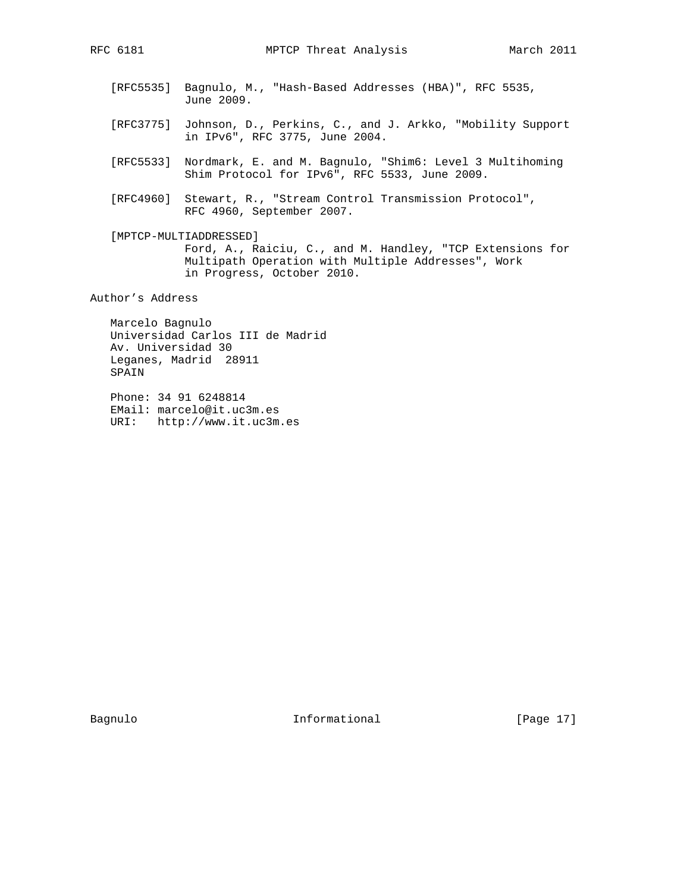[RFC5535] Bagnulo, M., "Hash-Based Addresses (HBA)", RFC 5535, June 2009.

[RFC3775] Johnson, D., Perkins, C., and J. Arkko, "Mobility Support in IPv6", RFC 3775, June 2004.

[RFC5533] Nordmark, E. and M. Bagnulo, "Shim6: Level 3 Multihoming Shim Protocol for IPv6", RFC 5533, June 2009.

[RFC4960] Stewart, R., "Stream Control Transmission Protocol", RFC 4960, September 2007.

[MPTCP-MULTIADDRESSED]
Ford, A., Raiciu, C., and M. Handley, "TCP Extensions for Multipath Operation with Multiple Addresses", Work in Progress, October 2010.

## Author's Address

Marcelo Bagnulo
Universidad Carlos III de Madrid
Av. Universidad 30
Leganes, Madrid 28911
SPAIN

Phone: 34 91 6248814
EMail: marcelo@it.uc3m.es
URI: http://www.it.uc3m.es